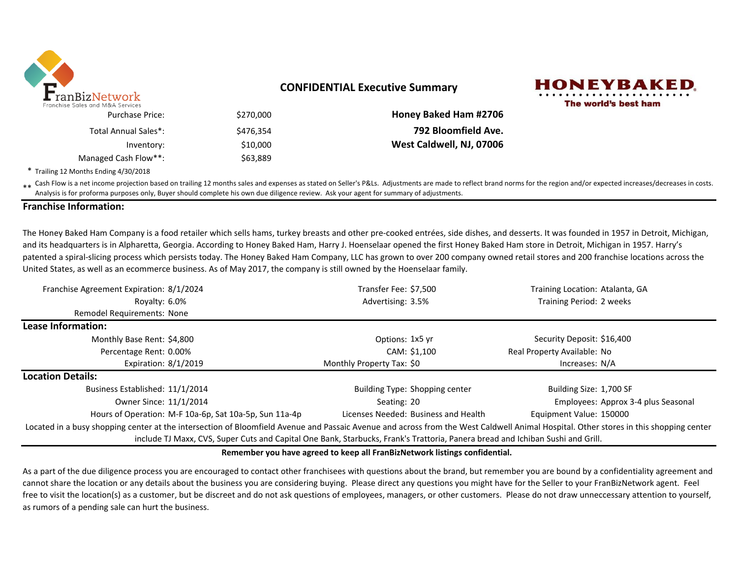FranBizNetwork
Franchise Sales and M&A Services

## CONFIDENTIAL Executive Summary

HONEYBAKED
The world's best ham

| | | |
|---|---|---|
| Purchase Price: | $270,000 | **Honey Baked Ham #2706** |
| Total Annual Sales*: | $476,354 | **792 Bloomfield Ave.** |
| Inventory: | $10,000 | **West Caldwell, NJ, 07006** |
| Managed Cash Flow**: | $63,889 | |

\* Trailing 12 Months Ending 4/30/2018

** Cash Flow is a net income projection based on trailing 12 months sales and expenses as stated on Seller's P&Ls. Adjustments are made to reflect brand norms for the region and/or expected increases/decreases in costs. Analysis is for proforma purposes only, Buyer should complete his own due diligence review. Ask your agent for summary of adjustments.

### Franchise Information:

The Honey Baked Ham Company is a food retailer which sells hams, turkey breasts and other pre-cooked entrées, side dishes, and desserts. It was founded in 1957 in Detroit, Michigan, and its headquarters is in Alpharetta, Georgia. According to Honey Baked Ham, Harry J. Hoenselaar opened the first Honey Baked Ham store in Detroit, Michigan in 1957. Harry's patented a spiral-slicing process which persists today. The Honey Baked Ham Company, LLC has grown to over 200 company owned retail stores and 200 franchise locations across the United States, as well as an ecommerce business. As of May 2017, the company is still owned by the Hoenselaar family.

| | | | | | |
|---|---|---|---|---|---|
| Franchise Agreement Expiration: | 8/1/2024 | Transfer Fee: | $7,500 | Training Location: | Atalanta, GA |
| Royalty: | 6.0% | Advertising: | 3.5% | Training Period: | 2 weeks |
| Remodel Requirements: | None | | | | |

### Lease Information:

| | | | | | |
|---|---|---|---|---|---|
| Monthly Base Rent: | $4,800 | Options: | 1x5 yr | Security Deposit: | $16,400 |
| Percentage Rent: | 0.00% | CAM: | $1,100 | Real Property Available: | No |
| Expiration: | 8/1/2019 | Monthly Property Tax: | $0 | Increases: | N/A |

### Location Details:

| | | | | | |
|---|---|---|---|---|---|
| Business Established: | 11/1/2014 | Building Type: | Shopping center | Building Size: | 1,700 SF |
| Owner Since: | 11/1/2014 | Seating: | 20 | Employees: | Approx 3-4 plus Seasonal |
| Hours of Operation: | M-F 10a-6p, Sat 10a-5p, Sun 11a-4p | Licenses Needed: | Business and Health | Equipment Value: | 150000 |

Located in a busy shopping center at the intersection of Bloomfield Avenue and Passaic Avenue and across from the West Caldwell Animal Hospital. Other stores in this shopping center include TJ Maxx, CVS, Super Cuts and Capital One Bank, Starbucks, Frank's Trattoria, Panera bread and Ichiban Sushi and Grill.

**Remember you have agreed to keep all FranBizNetwork listings confidential.**

As a part of the due diligence process you are encouraged to contact other franchisees with questions about the brand, but remember you are bound by a confidentiality agreement and cannot share the location or any details about the business you are considering buying. Please direct any questions you might have for the Seller to your FranBizNetwork agent. Feel free to visit the location(s) as a customer, but be discreet and do not ask questions of employees, managers, or other customers. Please do not draw unneccessary attention to yourself, as rumors of a pending sale can hurt the business.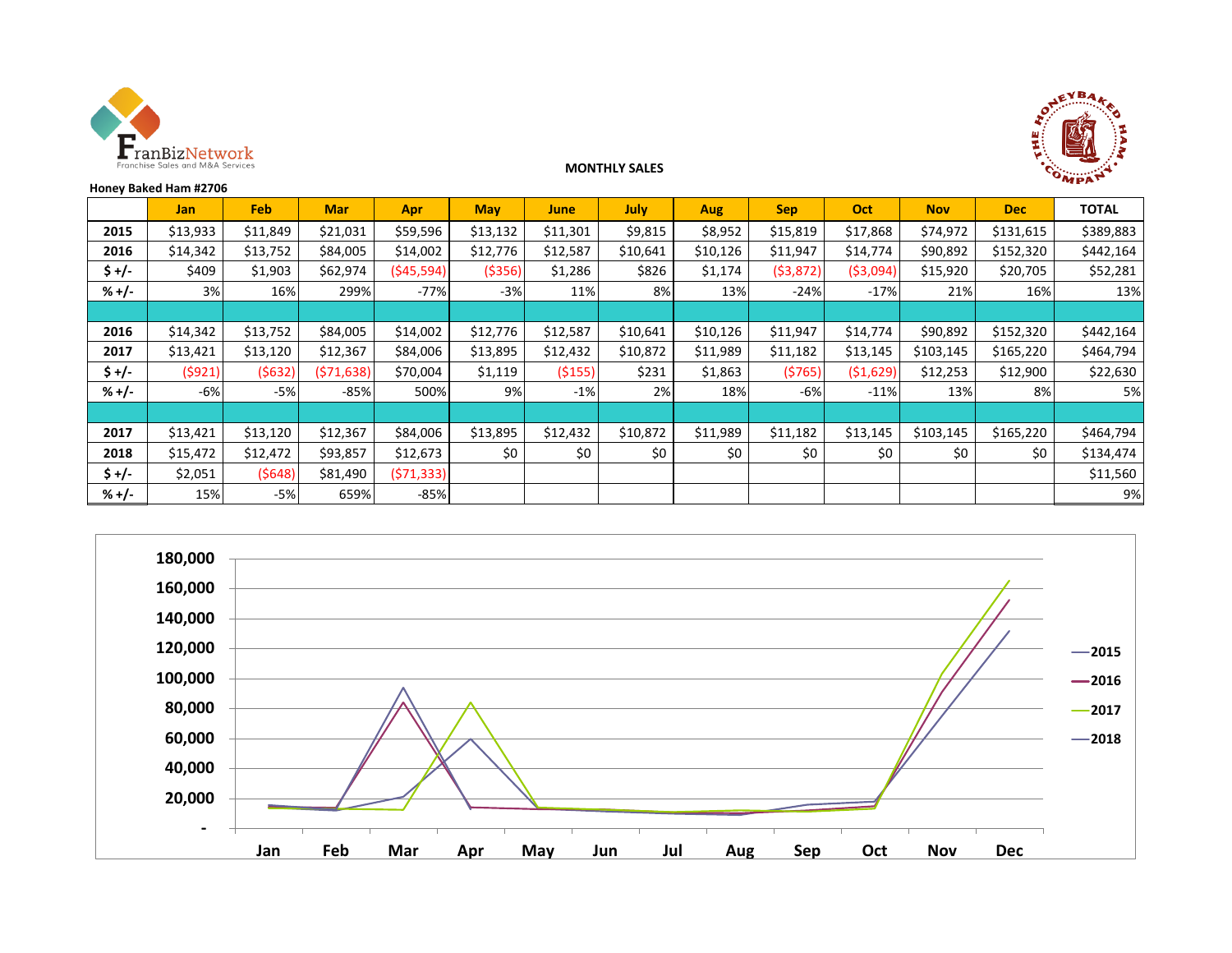FranBizNetwork
Franchise Sales and M&A Services

**MONTHLY SALES**

THE HONEYBAKED HAM COMPANY

**Honey Baked Ham #2706**

| | Jan | Feb | Mar | Apr | May | June | July | Aug | Sep | Oct | Nov | Dec | TOTAL |
|---|---|---|---|---|---|---|---|---|---|---|---|---|---|
| **2015** | $13,933 | $11,849 | $21,031 | $59,596 | $13,132 | $11,301 | $9,815 | $8,952 | $15,819 | $17,868 | $74,972 | $131,615 | $389,883 |
| **2016** | $14,342 | $13,752 | $84,005 | $14,002 | $12,776 | $12,587 | $10,641 | $10,126 | $11,947 | $14,774 | $90,892 | $152,320 | $442,164 |
| **$ +/-** | $409 | $1,903 | $62,974 | ($45,594) | ($356) | $1,286 | $826 | $1,174 | ($3,872) | ($3,094) | $15,920 | $20,705 | $52,281 |
| **% +/-** | 3% | 16% | 299% | -77% | -3% | 11% | 8% | 13% | -24% | -17% | 21% | 16% | 13% |
| | | | | | | | | | | | | | |
| **2016** | $14,342 | $13,752 | $84,005 | $14,002 | $12,776 | $12,587 | $10,641 | $10,126 | $11,947 | $14,774 | $90,892 | $152,320 | $442,164 |
| **2017** | $13,421 | $13,120 | $12,367 | $84,006 | $13,895 | $12,432 | $10,872 | $11,989 | $11,182 | $13,145 | $103,145 | $165,220 | $464,794 |
| **$ +/-** | ($921) | ($632) | ($71,638) | $70,004 | $1,119 | ($155) | $231 | $1,863 | ($765) | ($1,629) | $12,253 | $12,900 | $22,630 |
| **% +/-** | -6% | -5% | -85% | 500% | 9% | -1% | 2% | 18% | -6% | -11% | 13% | 8% | 5% |
| | | | | | | | | | | | | | |
| **2017** | $13,421 | $13,120 | $12,367 | $84,006 | $13,895 | $12,432 | $10,872 | $11,989 | $11,182 | $13,145 | $103,145 | $165,220 | $464,794 |
| **2018** | $15,472 | $12,472 | $93,857 | $12,673 | $0 | $0 | $0 | $0 | $0 | $0 | $0 | $0 | $134,474 |
| **$ +/-** | $2,051 | ($648) | $81,490 | ($71,333) | | | | | | | | | $11,560 |
| **% +/-** | 15% | -5% | 659% | -85% | | | | | | | | | 9% |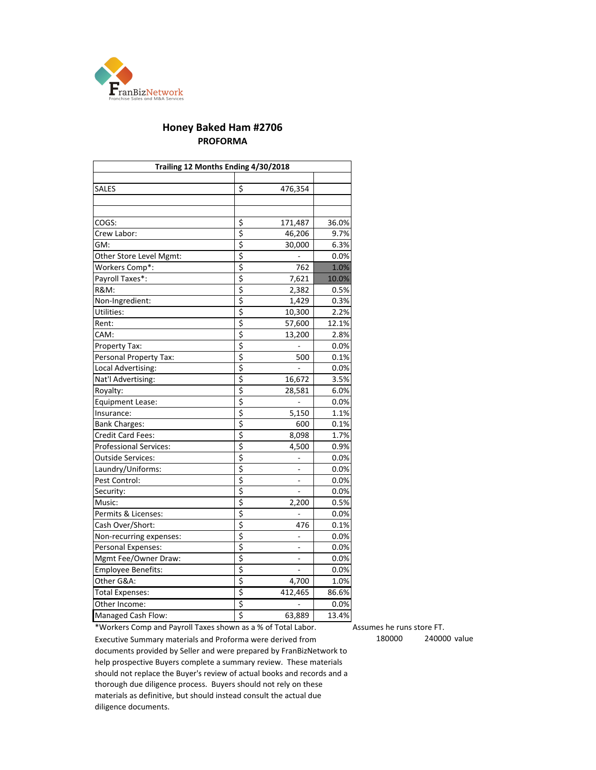FranBizNetwork
Franchise Sales and M&A Services

# Honey Baked Ham #2706

## PROFORMA

| Trailing 12 Months Ending 4/30/2018 | | |
|---|---|---|
| | | |
| SALES | $ 476,354 | |
| | | |
| | | |
| COGS: | $ 171,487 | 36.0% |
| Crew Labor: | $ 46,206 | 9.7% |
| GM: | $ 30,000 | 6.3% |
| Other Store Level Mgmt: | $ - | 0.0% |
| Workers Comp*: | $ 762 | 1.0% |
| Payroll Taxes*: | $ 7,621 | 10.0% |
| R&M: | $ 2,382 | 0.5% |
| Non-Ingredient: | $ 1,429 | 0.3% |
| Utilities: | $ 10,300 | 2.2% |
| Rent: | $ 57,600 | 12.1% |
| CAM: | $ 13,200 | 2.8% |
| Property Tax: | $ - | 0.0% |
| Personal Property Tax: | $ 500 | 0.1% |
| Local Advertising: | $ - | 0.0% |
| Nat'l Advertising: | $ 16,672 | 3.5% |
| Royalty: | $ 28,581 | 6.0% |
| Equipment Lease: | $ - | 0.0% |
| Insurance: | $ 5,150 | 1.1% |
| Bank Charges: | $ 600 | 0.1% |
| Credit Card Fees: | $ 8,098 | 1.7% |
| Professional Services: | $ 4,500 | 0.9% |
| Outside Services: | $ - | 0.0% |
| Laundry/Uniforms: | $ - | 0.0% |
| Pest Control: | $ - | 0.0% |
| Security: | $ - | 0.0% |
| Music: | $ 2,200 | 0.5% |
| Permits & Licenses: | $ - | 0.0% |
| Cash Over/Short: | $ 476 | 0.1% |
| Non-recurring expenses: | $ - | 0.0% |
| Personal Expenses: | $ - | 0.0% |
| Mgmt Fee/Owner Draw: | $ - | 0.0% |
| Employee Benefits: | $ - | 0.0% |
| Other G&A: | $ 4,700 | 1.0% |
| Total Expenses: | $ 412,465 | 86.6% |
| Other Income: | $ - | 0.0% |
| Managed Cash Flow: | $ 63,889 | 13.4% |

*Workers Comp and Payroll Taxes shown as a % of Total Labor.

Assumes he runs store FT.

180000 240000 value

Executive Summary materials and Proforma were derived from documents provided by Seller and were prepared by FranBizNetwork to help prospective Buyers complete a summary review. These materials should not replace the Buyer's review of actual books and records and a thorough due diligence process. Buyers should not rely on these materials as definitive, but should instead consult the actual due diligence documents.